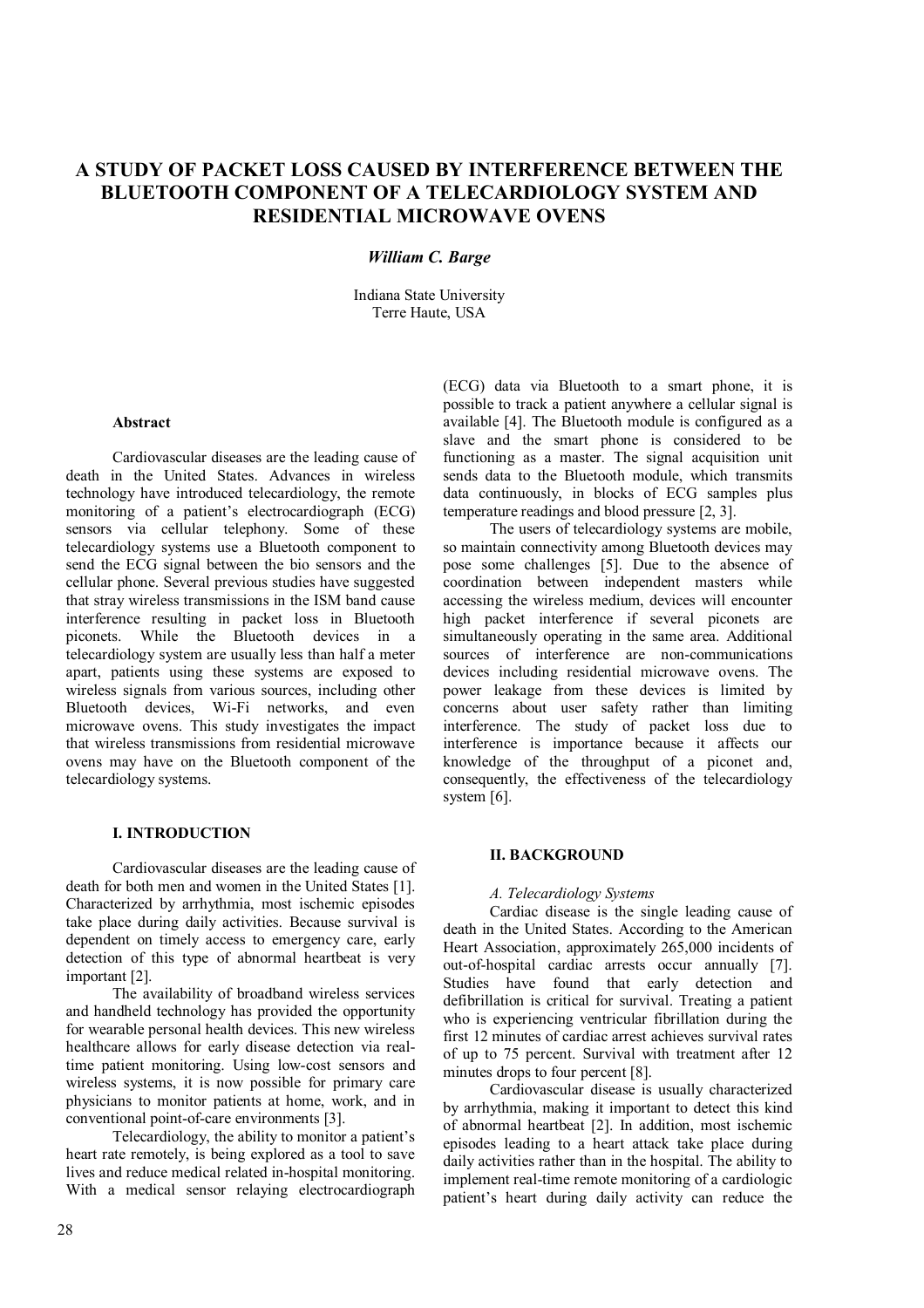# A STUDY OF PACKET LOSS CAUSED BY INTERFERENCE BETWEEN THE BLUETOOTH COMPONENT OF A TELECARDIOLOGY SYSTEM AND RESIDENTIAL MICROWAVE OVENS

***William C. Barge***

Indiana State University
Terre Haute, USA

#### Abstract

Cardiovascular diseases are the leading cause of death in the United States. Advances in wireless technology have introduced telecardiology, the remote monitoring of a patient's electrocardiograph (ECG) sensors via cellular telephony. Some of these telecardiology systems use a Bluetooth component to send the ECG signal between the bio sensors and the cellular phone. Several previous studies have suggested that stray wireless transmissions in the ISM band cause interference resulting in packet loss in Bluetooth piconets. While the Bluetooth devices in a telecardiology system are usually less than half a meter apart, patients using these systems are exposed to wireless signals from various sources, including other Bluetooth devices, Wi-Fi networks, and even microwave ovens. This study investigates the impact that wireless transmissions from residential microwave ovens may have on the Bluetooth component of the telecardiology systems.

## I. INTRODUCTION

Cardiovascular diseases are the leading cause of death for both men and women in the United States [1]. Characterized by arrhythmia, most ischemic episodes take place during daily activities. Because survival is dependent on timely access to emergency care, early detection of this type of abnormal heartbeat is very important [2].

The availability of broadband wireless services and handheld technology has provided the opportunity for wearable personal health devices. This new wireless healthcare allows for early disease detection via real-time patient monitoring. Using low-cost sensors and wireless systems, it is now possible for primary care physicians to monitor patients at home, work, and in conventional point-of-care environments [3].

Telecardiology, the ability to monitor a patient's heart rate remotely, is being explored as a tool to save lives and reduce medical related in-hospital monitoring. With a medical sensor relaying electrocardiograph (ECG) data via Bluetooth to a smart phone, it is possible to track a patient anywhere a cellular signal is available [4]. The Bluetooth module is configured as a slave and the smart phone is considered to be functioning as a master. The signal acquisition unit sends data to the Bluetooth module, which transmits data continuously, in blocks of ECG samples plus temperature readings and blood pressure [2, 3].

The users of telecardiology systems are mobile, so maintain connectivity among Bluetooth devices may pose some challenges [5]. Due to the absence of coordination between independent masters while accessing the wireless medium, devices will encounter high packet interference if several piconets are simultaneously operating in the same area. Additional sources of interference are non-communications devices including residential microwave ovens. The power leakage from these devices is limited by concerns about user safety rather than limiting interference. The study of packet loss due to interference is importance because it affects our knowledge of the throughput of a piconet and, consequently, the effectiveness of the telecardiology system [6].

## II. BACKGROUND

### *A. Telecardiology Systems*

Cardiac disease is the single leading cause of death in the United States. According to the American Heart Association, approximately 265,000 incidents of out-of-hospital cardiac arrests occur annually [7]. Studies have found that early detection and defibrillation is critical for survival. Treating a patient who is experiencing ventricular fibrillation during the first 12 minutes of cardiac arrest achieves survival rates of up to 75 percent. Survival with treatment after 12 minutes drops to four percent [8].

Cardiovascular disease is usually characterized by arrhythmia, making it important to detect this kind of abnormal heartbeat [2]. In addition, most ischemic episodes leading to a heart attack take place during daily activities rather than in the hospital. The ability to implement real-time remote monitoring of a cardiologic patient's heart during daily activity can reduce the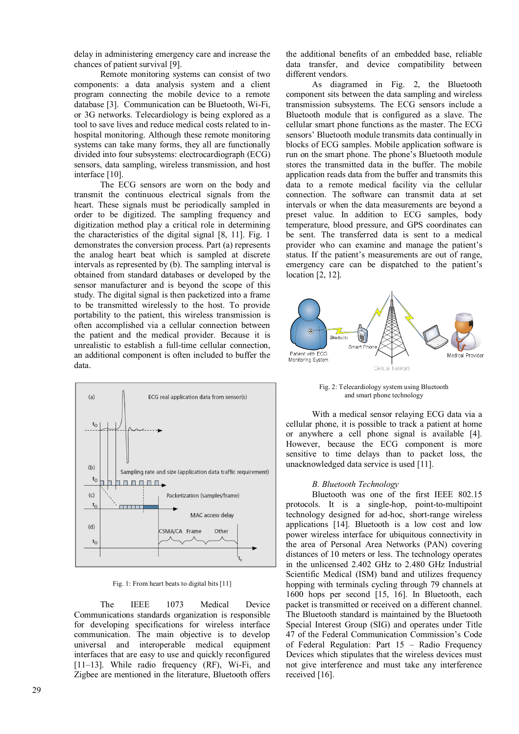delay in administering emergency care and increase the chances of patient survival [9].

Remote monitoring systems can consist of two components: a data analysis system and a client program connecting the mobile device to a remote database [3]. Communication can be Bluetooth, Wi-Fi, or 3G networks. Telecardiology is being explored as a tool to save lives and reduce medical costs related to in-hospital monitoring. Although these remote monitoring systems can take many forms, they all are functionally divided into four subsystems: electrocardiograph (ECG) sensors, data sampling, wireless transmission, and host interface [10].

The ECG sensors are worn on the body and transmit the continuous electrical signals from the heart. These signals must be periodically sampled in order to be digitized. The sampling frequency and digitization method play a critical role in determining the characteristics of the digital signal [8, 11]. Fig. 1 demonstrates the conversion process. Part (a) represents the analog heart beat which is sampled at discrete intervals as represented by (b). The sampling interval is obtained from standard databases or developed by the sensor manufacturer and is beyond the scope of this study. The digital signal is then packetized into a frame to be transmitted wirelessly to the host. To provide portability to the patient, this wireless transmission is often accomplished via a cellular connection between the patient and the medical provider. Because it is unrealistic to establish a full-time cellular connection, an additional component is often included to buffer the data.

Fig. 1: From heart beats to digital bits [11]

The IEEE 1073 Medical Device Communications standards organization is responsible for developing specifications for wireless interface communication. The main objective is to develop universal and interoperable medical equipment interfaces that are easy to use and quickly reconfigured [11–13]. While radio frequency (RF), Wi-Fi, and Zigbee are mentioned in the literature, Bluetooth offers the additional benefits of an embedded base, reliable data transfer, and device compatibility between different vendors.

As diagramed in Fig. 2, the Bluetooth component sits between the data sampling and wireless transmission subsystems. The ECG sensors include a Bluetooth module that is configured as a slave. The cellular smart phone functions as the master. The ECG sensors' Bluetooth module transmits data continually in blocks of ECG samples. Mobile application software is run on the smart phone. The phone's Bluetooth module stores the transmitted data in the buffer. The mobile application reads data from the buffer and transmits this data to a remote medical facility via the cellular connection. The software can transmit data at set intervals or when the data measurements are beyond a preset value. In addition to ECG samples, body temperature, blood pressure, and GPS coordinates can be sent. The transferred data is sent to a medical provider who can examine and manage the patient's status. If the patient's measurements are out of range, emergency care can be dispatched to the patient's location [2, 12].

Fig. 2: Telecardiology system using Bluetooth and smart phone technology

With a medical sensor relaying ECG data via a cellular phone, it is possible to track a patient at home or anywhere a cell phone signal is available [4]. However, because the ECG component is more sensitive to time delays than to packet loss, the unacknowledged data service is used [11].

### *B. Bluetooth Technology*

Bluetooth was one of the first IEEE 802.15 protocols. It is a single-hop, point-to-multipoint technology designed for ad-hoc, short-range wireless applications [14]. Bluetooth is a low cost and low power wireless interface for ubiquitous connectivity in the area of Personal Area Networks (PAN) covering distances of 10 meters or less. The technology operates in the unlicensed 2.402 GHz to 2.480 GHz Industrial Scientific Medical (ISM) band and utilizes frequency hopping with terminals cycling through 79 channels at 1600 hops per second [15, 16]. In Bluetooth, each packet is transmitted or received on a different channel. The Bluetooth standard is maintained by the Bluetooth Special Interest Group (SIG) and operates under Title 47 of the Federal Communication Commission's Code of Federal Regulation: Part 15 – Radio Frequency Devices which stipulates that the wireless devices must not give interference and must take any interference received [16].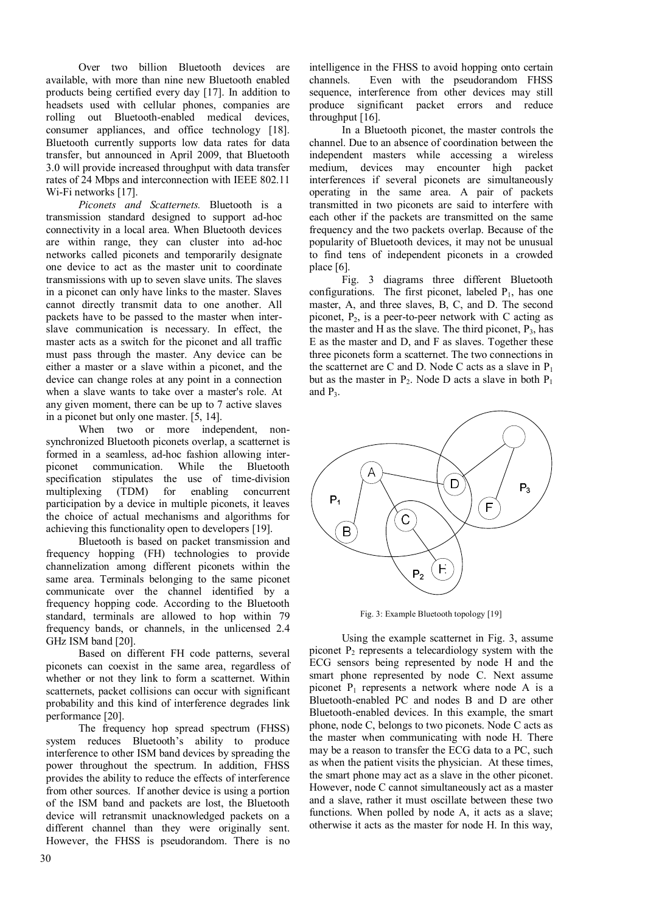Over two billion Bluetooth devices are available, with more than nine new Bluetooth enabled products being certified every day [17]. In addition to headsets used with cellular phones, companies are rolling out Bluetooth-enabled medical devices, consumer appliances, and office technology [18]. Bluetooth currently supports low data rates for data transfer, but announced in April 2009, that Bluetooth 3.0 will provide increased throughput with data transfer rates of 24 Mbps and interconnection with IEEE 802.11 Wi-Fi networks [17].

*Piconets and Scatternets.* Bluetooth is a transmission standard designed to support ad-hoc connectivity in a local area. When Bluetooth devices are within range, they can cluster into ad-hoc networks called piconets and temporarily designate one device to act as the master unit to coordinate transmissions with up to seven slave units. The slaves in a piconet can only have links to the master. Slaves cannot directly transmit data to one another. All packets have to be passed to the master when inter-slave communication is necessary. In effect, the master acts as a switch for the piconet and all traffic must pass through the master. Any device can be either a master or a slave within a piconet, and the device can change roles at any point in a connection when a slave wants to take over a master's role. At any given moment, there can be up to 7 active slaves in a piconet but only one master. [5, 14].

When two or more independent, non-synchronized Bluetooth piconets overlap, a scatternet is formed in a seamless, ad-hoc fashion allowing inter-piconet communication. While the Bluetooth specification stipulates the use of time-division multiplexing (TDM) for enabling concurrent participation by a device in multiple piconets, it leaves the choice of actual mechanisms and algorithms for achieving this functionality open to developers [19].

Bluetooth is based on packet transmission and frequency hopping (FH) technologies to provide channelization among different piconets within the same area. Terminals belonging to the same piconet communicate over the channel identified by a frequency hopping code. According to the Bluetooth standard, terminals are allowed to hop within 79 frequency bands, or channels, in the unlicensed 2.4 GHz ISM band [20].

Based on different FH code patterns, several piconets can coexist in the same area, regardless of whether or not they link to form a scatternet. Within scatternets, packet collisions can occur with significant probability and this kind of interference degrades link performance [20].

The frequency hop spread spectrum (FHSS) system reduces Bluetooth's ability to produce interference to other ISM band devices by spreading the power throughout the spectrum. In addition, FHSS provides the ability to reduce the effects of interference from other sources. If another device is using a portion of the ISM band and packets are lost, the Bluetooth device will retransmit unacknowledged packets on a different channel than they were originally sent. However, the FHSS is pseudorandom. There is no intelligence in the FHSS to avoid hopping onto certain channels. Even with the pseudorandom FHSS sequence, interference from other devices may still produce significant packet errors and reduce throughput [16].

In a Bluetooth piconet, the master controls the channel. Due to an absence of coordination between the independent masters while accessing a wireless medium, devices may encounter high packet interferences if several piconets are simultaneously operating in the same area. A pair of packets transmitted in two piconets are said to interfere with each other if the packets are transmitted on the same frequency and the two packets overlap. Because of the popularity of Bluetooth devices, it may not be unusual to find tens of independent piconets in a crowded place [6].

Fig. 3 diagrams three different Bluetooth configurations. The first piconet, labeled $P_1$, has one master, A, and three slaves, B, C, and D. The second piconet, $P_2$, is a peer-to-peer network with C acting as the master and H as the slave. The third piconet, $P_3$, has E as the master and D, and F as slaves. Together these three piconets form a scatternet. The two connections in the scatternet are C and D. Node C acts as a slave in $P_1$ but as the master in $P_2$. Node D acts a slave in both $P_1$ and $P_3$.

Fig. 3: Example Bluetooth topology [19]

Using the example scatternet in Fig. 3, assume piconet $P_2$ represents a telecardiology system with the ECG sensors being represented by node H and the smart phone represented by node C. Next assume piconet $P_1$ represents a network where node A is a Bluetooth-enabled PC and nodes B and D are other Bluetooth-enabled devices. In this example, the smart phone, node C, belongs to two piconets. Node C acts as the master when communicating with node H. There may be a reason to transfer the ECG data to a PC, such as when the patient visits the physician. At these times, the smart phone may act as a slave in the other piconet. However, node C cannot simultaneously act as a master and a slave, rather it must oscillate between these two functions. When polled by node A, it acts as a slave; otherwise it acts as the master for node H. In this way,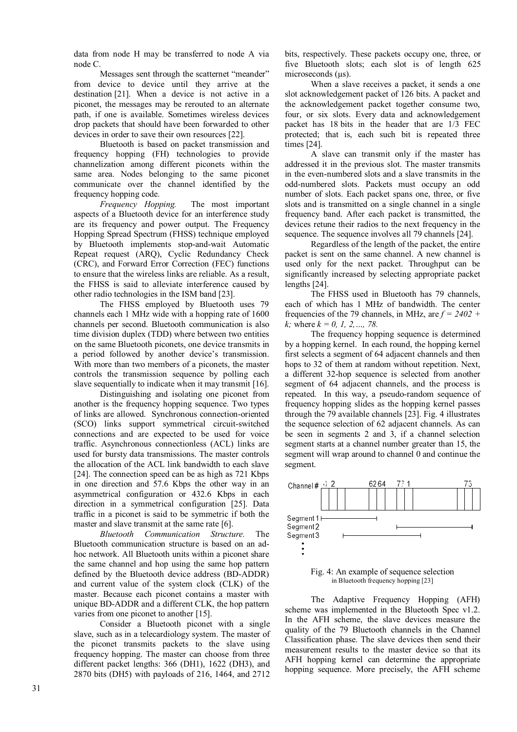data from node H may be transferred to node A via node C.

Messages sent through the scatternet "meander" from device to device until they arrive at the destination [21]. When a device is not active in a piconet, the messages may be rerouted to an alternate path, if one is available. Sometimes wireless devices drop packets that should have been forwarded to other devices in order to save their own resources [22].

Bluetooth is based on packet transmission and frequency hopping (FH) technologies to provide channelization among different piconets within the same area. Nodes belonging to the same piconet communicate over the channel identified by the frequency hopping code.

*Frequency Hopping.* The most important aspects of a Bluetooth device for an interference study are its frequency and power output. The Frequency Hopping Spread Spectrum (FHSS) technique employed by Bluetooth implements stop-and-wait Automatic Repeat request (ARQ), Cyclic Redundancy Check (CRC), and Forward Error Correction (FEC) functions to ensure that the wireless links are reliable. As a result, the FHSS is said to alleviate interference caused by other radio technologies in the ISM band [23].

The FHSS employed by Bluetooth uses 79 channels each 1 MHz wide with a hopping rate of 1600 channels per second. Bluetooth communication is also time division duplex (TDD) where between two entities on the same Bluetooth piconets, one device transmits in a period followed by another device's transmission. With more than two members of a piconets, the master controls the transmission sequence by polling each slave sequentially to indicate when it may transmit [16].

Distinguishing and isolating one piconet from another is the frequency hopping sequence. Two types of links are allowed. Synchronous connection-oriented (SCO) links support symmetrical circuit-switched connections and are expected to be used for voice traffic. Asynchronous connectionless (ACL) links are used for bursty data transmissions. The master controls the allocation of the ACL link bandwidth to each slave [24]. The connection speed can be as high as 721 Kbps in one direction and 57.6 Kbps the other way in an asymmetrical configuration or 432.6 Kbps in each direction in a symmetrical configuration [25]. Data traffic in a piconet is said to be symmetric if both the master and slave transmit at the same rate [6].

*Bluetooth Communication Structure.* The Bluetooth communication structure is based on an ad-hoc network. All Bluetooth units within a piconet share the same channel and hop using the same hop pattern defined by the Bluetooth device address (BD-ADDR) and current value of the system clock (CLK) of the master. Because each piconet contains a master with unique BD-ADDR and a different CLK, the hop pattern varies from one piconet to another [15].

Consider a Bluetooth piconet with a single slave, such as in a telecardiology system. The master of the piconet transmits packets to the slave using frequency hopping. The master can choose from three different packet lengths: 366 (DH1), 1622 (DH3), and 2870 bits (DH5) with payloads of 216, 1464, and 2712 bits, respectively. These packets occupy one, three, or five Bluetooth slots; each slot is of length 625 microseconds (μs).

When a slave receives a packet, it sends a one slot acknowledgement packet of 126 bits. A packet and the acknowledgement packet together consume two, four, or six slots. Every data and acknowledgement packet has 18 bits in the header that are 1/3 FEC protected; that is, each such bit is repeated three times [24].

A slave can transmit only if the master has addressed it in the previous slot. The master transmits in the even-numbered slots and a slave transmits in the odd-numbered slots. Packets must occupy an odd number of slots. Each packet spans one, three, or five slots and is transmitted on a single channel in a single frequency band. After each packet is transmitted, the devices retune their radios to the next frequency in the sequence. The sequence involves all 79 channels [24].

Regardless of the length of the packet, the entire packet is sent on the same channel. A new channel is used only for the next packet. Throughput can be significantly increased by selecting appropriate packet lengths [24].

The FHSS used in Bluetooth has 79 channels, each of which has 1 MHz of bandwidth. The center frequencies of the 79 channels, in MHz, are $f = 2402 + k$; where $k = 0, 1, 2, \ldots, 78$.

The frequency hopping sequence is determined by a hopping kernel. In each round, the hopping kernel first selects a segment of 64 adjacent channels and then hops to 32 of them at random without repetition. Next, a different 32-hop sequence is selected from another segment of 64 adjacent channels, and the process is repeated. In this way, a pseudo-random sequence of frequency hopping slides as the hopping kernel passes through the 79 available channels [23]. Fig. 4 illustrates the sequence selection of 62 adjacent channels. As can be seen in segments 2 and 3, if a channel selection segment starts at a channel number greater than 15, the segment will wrap around to channel 0 and continue the segment.

Fig. 4: An example of sequence selection in Bluetooth frequency hopping [23]

The Adaptive Frequency Hopping (AFH) scheme was implemented in the Bluetooth Spec v1.2. In the AFH scheme, the slave devices measure the quality of the 79 Bluetooth channels in the Channel Classification phase. The slave devices then send their measurement results to the master device so that its AFH hopping kernel can determine the appropriate hopping sequence. More precisely, the AFH scheme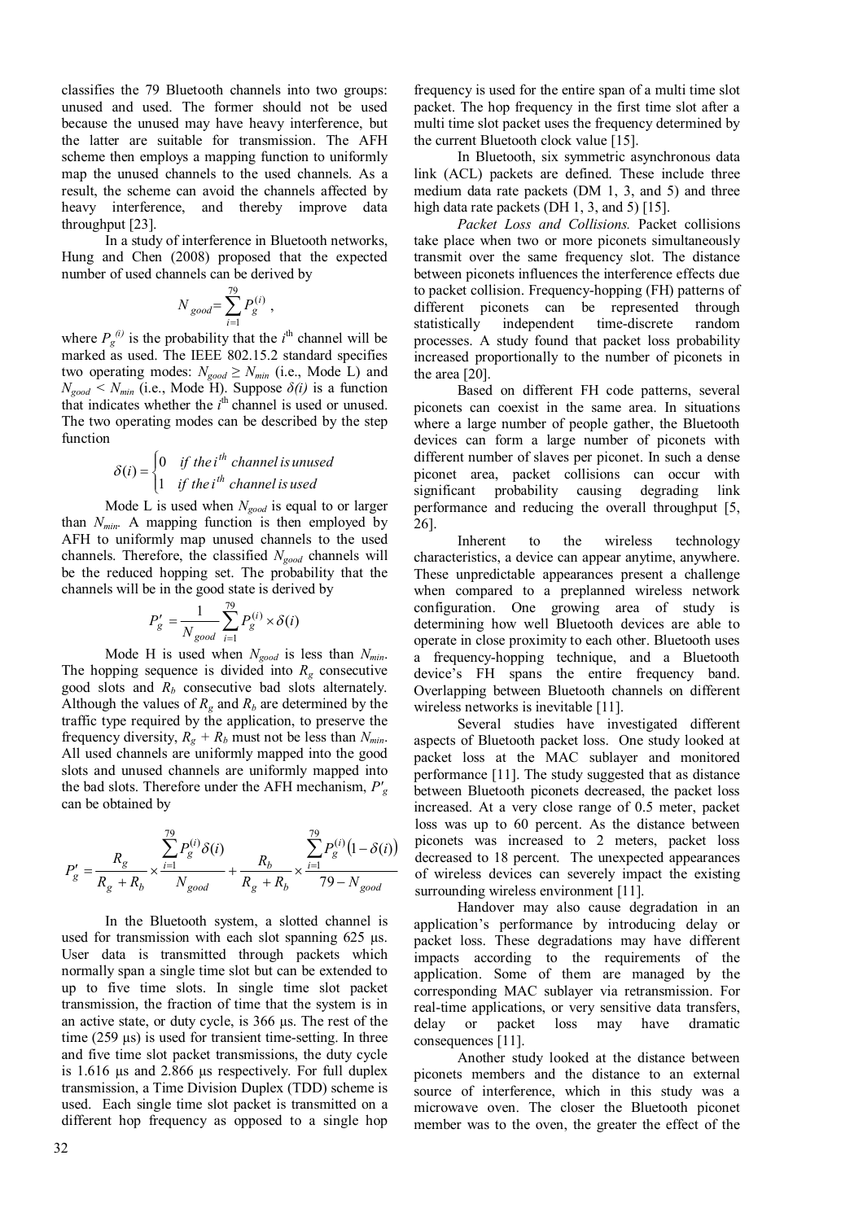classifies the 79 Bluetooth channels into two groups: unused and used. The former should not be used because the unused may have heavy interference, but the latter are suitable for transmission. The AFH scheme then employs a mapping function to uniformly map the unused channels to the used channels. As a result, the scheme can avoid the channels affected by heavy interference, and thereby improve data throughput [23].

In a study of interference in Bluetooth networks, Hung and Chen (2008) proposed that the expected number of used channels can be derived by

$$N_{good} = \sum_{i=1}^{79} P_g^{(i)} ,$$

where $P_g^{(i)}$ is the probability that the $i^{th}$ channel will be marked as used. The IEEE 802.15.2 standard specifies two operating modes: $N_{good} \geq N_{min}$ (i.e., Mode L) and $N_{good} < N_{min}$ (i.e., Mode H). Suppose $\delta(i)$ is a function that indicates whether the $i^{th}$ channel is used or unused. The two operating modes can be described by the step function

$$\delta(i) = \begin{cases} 0 & \text{if the } i^{th} \text{ channel is unused} \\ 1 & \text{if the } i^{th} \text{ channel is used} \end{cases}$$

Mode L is used when $N_{good}$ is equal to or larger than $N_{min}$. A mapping function is then employed by AFH to uniformly map unused channels to the used channels. Therefore, the classified $N_{good}$ channels will be the reduced hopping set. The probability that the channels will be in the good state is derived by

$$P'_g = \frac{1}{N_{good}} \sum_{i=1}^{79} P_g^{(i)} \times \delta(i)$$

Mode H is used when $N_{good}$ is less than $N_{min}$. The hopping sequence is divided into $R_g$ consecutive good slots and $R_b$ consecutive bad slots alternately. Although the values of $R_g$ and $R_b$ are determined by the traffic type required by the application, to preserve the frequency diversity, $R_g + R_b$ must not be less than $N_{min}$. All used channels are uniformly mapped into the good slots and unused channels are uniformly mapped into the bad slots. Therefore under the AFH mechanism, $P'_g$ can be obtained by

$$P'_g = \frac{R_g}{R_g + R_b} \times \frac{\sum_{i=1}^{79} P_g^{(i)} \delta(i)}{N_{good}} + \frac{R_b}{R_g + R_b} \times \frac{\sum_{i=1}^{79} P_g^{(i)} \left(1 - \delta(i)\right)}{79 - N_{good}}$$

In the Bluetooth system, a slotted channel is used for transmission with each slot spanning 625 µs. User data is transmitted through packets which normally span a single time slot but can be extended to up to five time slots. In single time slot packet transmission, the fraction of time that the system is in an active state, or duty cycle, is 366 µs. The rest of the time (259 µs) is used for transient time-setting. In three and five time slot packet transmissions, the duty cycle is 1.616 µs and 2.866 µs respectively. For full duplex transmission, a Time Division Duplex (TDD) scheme is used. Each single time slot packet is transmitted on a different hop frequency as opposed to a single hop frequency is used for the entire span of a multi time slot packet. The hop frequency in the first time slot after a multi time slot packet uses the frequency determined by the current Bluetooth clock value [15].

In Bluetooth, six symmetric asynchronous data link (ACL) packets are defined. These include three medium data rate packets (DM 1, 3, and 5) and three high data rate packets (DH 1, 3, and 5) [15].

*Packet Loss and Collisions.* Packet collisions take place when two or more piconets simultaneously transmit over the same frequency slot. The distance between piconets influences the interference effects due to packet collision. Frequency-hopping (FH) patterns of different piconets can be represented through statistically independent time-discrete random processes. A study found that packet loss probability increased proportionally to the number of piconets in the area [20].

Based on different FH code patterns, several piconets can coexist in the same area. In situations where a large number of people gather, the Bluetooth devices can form a large number of piconets with different number of slaves per piconet. In such a dense piconet area, packet collisions can occur with significant probability causing degrading link performance and reducing the overall throughput [5, 26].

Inherent to the wireless technology characteristics, a device can appear anytime, anywhere. These unpredictable appearances present a challenge when compared to a preplanned wireless network configuration. One growing area of study is determining how well Bluetooth devices are able to operate in close proximity to each other. Bluetooth uses a frequency-hopping technique, and a Bluetooth device's FH spans the entire frequency band. Overlapping between Bluetooth channels on different wireless networks is inevitable [11].

Several studies have investigated different aspects of Bluetooth packet loss. One study looked at packet loss at the MAC sublayer and monitored performance [11]. The study suggested that as distance between Bluetooth piconets decreased, the packet loss increased. At a very close range of 0.5 meter, packet loss was up to 60 percent. As the distance between piconets was increased to 2 meters, packet loss decreased to 18 percent. The unexpected appearances of wireless devices can severely impact the existing surrounding wireless environment [11].

Handover may also cause degradation in an application's performance by introducing delay or packet loss. These degradations may have different impacts according to the requirements of the application. Some of them are managed by the corresponding MAC sublayer via retransmission. For real-time applications, or very sensitive data transfers, delay or packet loss may have dramatic consequences [11].

Another study looked at the distance between piconets members and the distance to an external source of interference, which in this study was a microwave oven. The closer the Bluetooth piconet member was to the oven, the greater the effect of the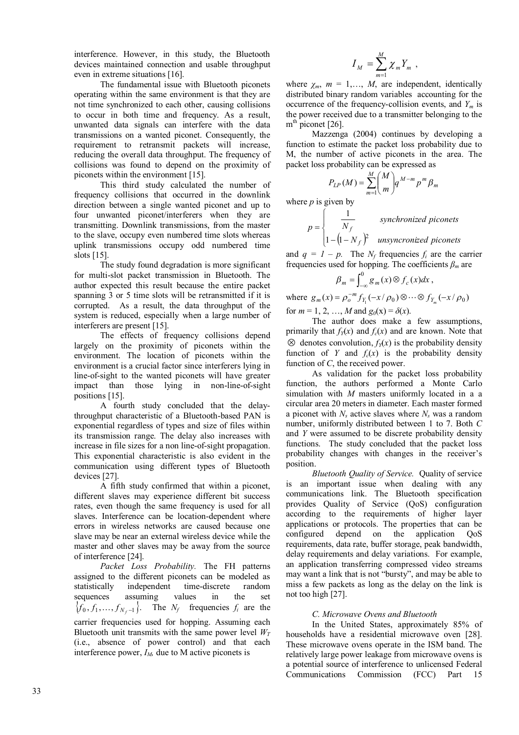interference. However, in this study, the Bluetooth devices maintained connection and usable throughput even in extreme situations [16].

The fundamental issue with Bluetooth piconets operating within the same environment is that they are not time synchronized to each other, causing collisions to occur in both time and frequency. As a result, unwanted data signals can interfere with the data transmissions on a wanted piconet. Consequently, the requirement to retransmit packets will increase, reducing the overall data throughput. The frequency of collisions was found to depend on the proximity of piconets within the environment [15].

This third study calculated the number of frequency collisions that occurred in the downlink direction between a single wanted piconet and up to four unwanted piconet/interferers when they are transmitting. Downlink transmissions, from the master to the slave, occupy even numbered time slots whereas uplink transmissions occupy odd numbered time slots [15].

The study found degradation is more significant for multi-slot packet transmission in Bluetooth. The author expected this result because the entire packet spanning 3 or 5 time slots will be retransmitted if it is corrupted. As a result, the data throughput of the system is reduced, especially when a large number of interferers are present [15].

The effects of frequency collisions depend largely on the proximity of piconets within the environment. The location of piconets within the environment is a crucial factor since interferers lying in line-of-sight to the wanted piconets will have greater impact than those lying in non-line-of-sight positions [15].

A fourth study concluded that the delay-throughput characteristic of a Bluetooth-based PAN is exponential regardless of types and size of files within its transmission range. The delay also increases with increase in file sizes for a non line-of-sight propagation. This exponential characteristic is also evident in the communication using different types of Bluetooth devices [27].

A fifth study confirmed that within a piconet, different slaves may experience different bit success rates, even though the same frequency is used for all slaves. Interference can be location-dependent where errors in wireless networks are caused because one slave may be near an external wireless device while the master and other slaves may be away from the source of interference [24].

*Packet Loss Probability.* The FH patterns assigned to the different piconets can be modeled as statistically independent time-discrete random sequences assuming values in the set $\{f_0, f_1, \ldots, f_{N_f-1}\}$. The $N_f$ frequencies $f_i$ are the carrier frequencies used for hopping. Assuming each Bluetooth unit transmits with the same power level $W_T$ (i.e., absence of power control) and that each interference power, $I_M$, due to M active piconets is

$$I_M = \sum_{m=1}^{M} \chi_m Y_m \ ,$$

where $\chi_m$, $m = 1,\ldots, M$, are independent, identically distributed binary random variables accounting for the occurrence of the frequency-collision events, and $Y_m$ is the power received due to a transmitter belonging to the m[th] piconet [26].

Mazzenga (2004) continues by developing a function to estimate the packet loss probability due to M, the number of active piconets in the area. The packet loss probability can be expressed as

$$P_{LP}(M) = \sum_{m=1}^{M} \binom{M}{m} q^{M-m} p^m \beta_m$$

where $p$ is given by

$$p = \begin{cases} \dfrac{1}{N_f} & \textit{synchronized piconets} \\ 1-\left(1-N_f\right)^2 & \textit{unsyncronized piconets} \end{cases}$$

and $q = 1 - p$. The $N_f$ frequencies $f_i$ are the carrier frequencies used for hopping. The coefficients $\beta_m$ are

$$\beta_m = \int_{-\infty}^{0} g_m(x) \otimes f_c(x)dx \ ,$$

where $g_m(x) = \rho_o^{-m} f_{Y_1}(-x/\rho_0) \otimes \cdots \otimes f_{Y_m}(-x/\rho_0)$ for $m = 1, 2, \ldots, M$ and $g_0(x) = \delta(x)$.

The author does make a few assumptions, primarily that $f_Y(x)$ and $f_c(x)$ and are known. Note that $\otimes$ denotes convolution, $f_Y(x)$ is the probability density function of $Y$ and $f_c(x)$ is the probability density function of $C$, the received power.

As validation for the packet loss probability function, the authors performed a Monte Carlo simulation with $M$ masters uniformly located in a a circular area 20 meters in diameter. Each master formed a piconet with $N_s$ active slaves where $N_s$ was a random number, uniformly distributed between 1 to 7. Both $C$ and $Y$ were assumed to be discrete probability density functions. The study concluded that the packet loss probability changes with changes in the receiver's position.

*Bluetooth Quality of Service.* Quality of service is an important issue when dealing with any communications link. The Bluetooth specification provides Quality of Service (QoS) configuration according to the requirements of higher layer applications or protocols. The properties that can be configured depend on the application QoS requirements, data rate, buffer storage, peak bandwidth, delay requirements and delay variations. For example, an application transferring compressed video streams may want a link that is not "bursty", and may be able to miss a few packets as long as the delay on the link is not too high [27].

### *C. Microwave Ovens and Bluetooth*

In the United States, approximately 85% of households have a residential microwave oven [28]. These microwave ovens operate in the ISM band. The relatively large power leakage from microwave ovens is a potential source of interference to unlicensed Federal Communications Commission (FCC) Part 15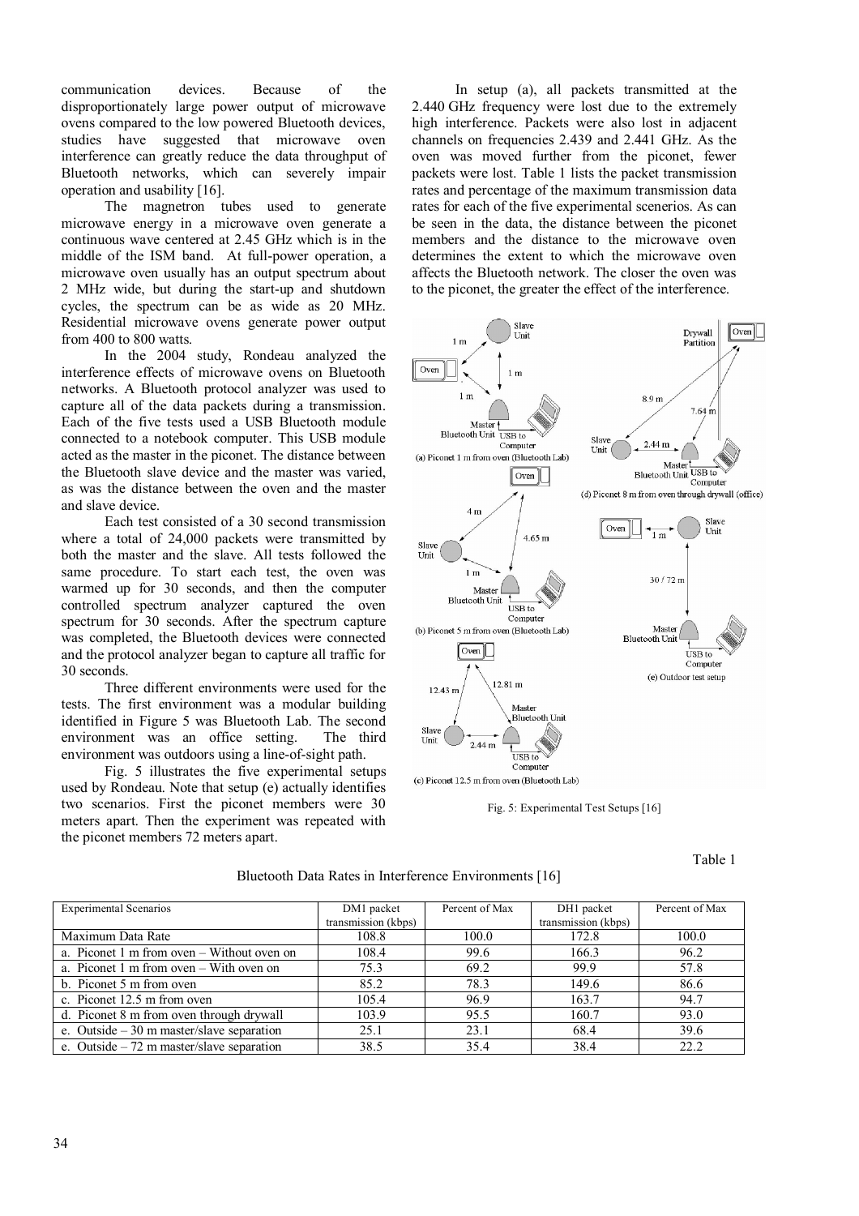communication devices. Because of the disproportionately large power output of microwave ovens compared to the low powered Bluetooth devices, studies have suggested that microwave oven interference can greatly reduce the data throughput of Bluetooth networks, which can severely impair operation and usability [16].

The magnetron tubes used to generate microwave energy in a microwave oven generate a continuous wave centered at 2.45 GHz which is in the middle of the ISM band. At full-power operation, a microwave oven usually has an output spectrum about 2 MHz wide, but during the start-up and shutdown cycles, the spectrum can be as wide as 20 MHz. Residential microwave ovens generate power output from 400 to 800 watts.

In the 2004 study, Rondeau analyzed the interference effects of microwave ovens on Bluetooth networks. A Bluetooth protocol analyzer was used to capture all of the data packets during a transmission. Each of the five tests used a USB Bluetooth module connected to a notebook computer. This USB module acted as the master in the piconet. The distance between the Bluetooth slave device and the master was varied, as was the distance between the oven and the master and slave device.

Each test consisted of a 30 second transmission where a total of 24,000 packets were transmitted by both the master and the slave. All tests followed the same procedure. To start each test, the oven was warmed up for 30 seconds, and then the computer controlled spectrum analyzer captured the oven spectrum for 30 seconds. After the spectrum capture was completed, the Bluetooth devices were connected and the protocol analyzer began to capture all traffic for 30 seconds.

Three different environments were used for the tests. The first environment was a modular building identified in Figure 5 was Bluetooth Lab. The second environment was an office setting. The third environment was outdoors using a line-of-sight path.

Fig. 5 illustrates the five experimental setups used by Rondeau. Note that setup (e) actually identifies two scenarios. First the piconet members were 30 meters apart. Then the experiment was repeated with the piconet members 72 meters apart.

In setup (a), all packets transmitted at the 2.440 GHz frequency were lost due to the extremely high interference. Packets were also lost in adjacent channels on frequencies 2.439 and 2.441 GHz. As the oven was moved further from the piconet, fewer packets were lost. Table 1 lists the packet transmission rates and percentage of the maximum transmission data rates for each of the five experimental scenerios. As can be seen in the data, the distance between the piconet members and the distance to the microwave oven determines the extent to which the microwave oven affects the Bluetooth network. The closer the oven was to the piconet, the greater the effect of the interference.

Fig. 5: Experimental Test Setups [16]

Table 1

Bluetooth Data Rates in Interference Environments [16]

| Experimental Scenarios | DM1 packet transmission (kbps) | Percent of Max | DH1 packet transmission (kbps) | Percent of Max |
|---|---|---|---|---|
| Maximum Data Rate | 108.8 | 100.0 | 172.8 | 100.0 |
| a. Piconet 1 m from oven – Without oven on | 108.4 | 99.6 | 166.3 | 96.2 |
| a. Piconet 1 m from oven – With oven on | 75.3 | 69.2 | 99.9 | 57.8 |
| b. Piconet 5 m from oven | 85.2 | 78.3 | 149.6 | 86.6 |
| c. Piconet 12.5 m from oven | 105.4 | 96.9 | 163.7 | 94.7 |
| d. Piconet 8 m from oven through drywall | 103.9 | 95.5 | 160.7 | 93.0 |
| e. Outside – 30 m master/slave separation | 25.1 | 23.1 | 68.4 | 39.6 |
| e. Outside – 72 m master/slave separation | 38.5 | 35.4 | 38.4 | 22.2 |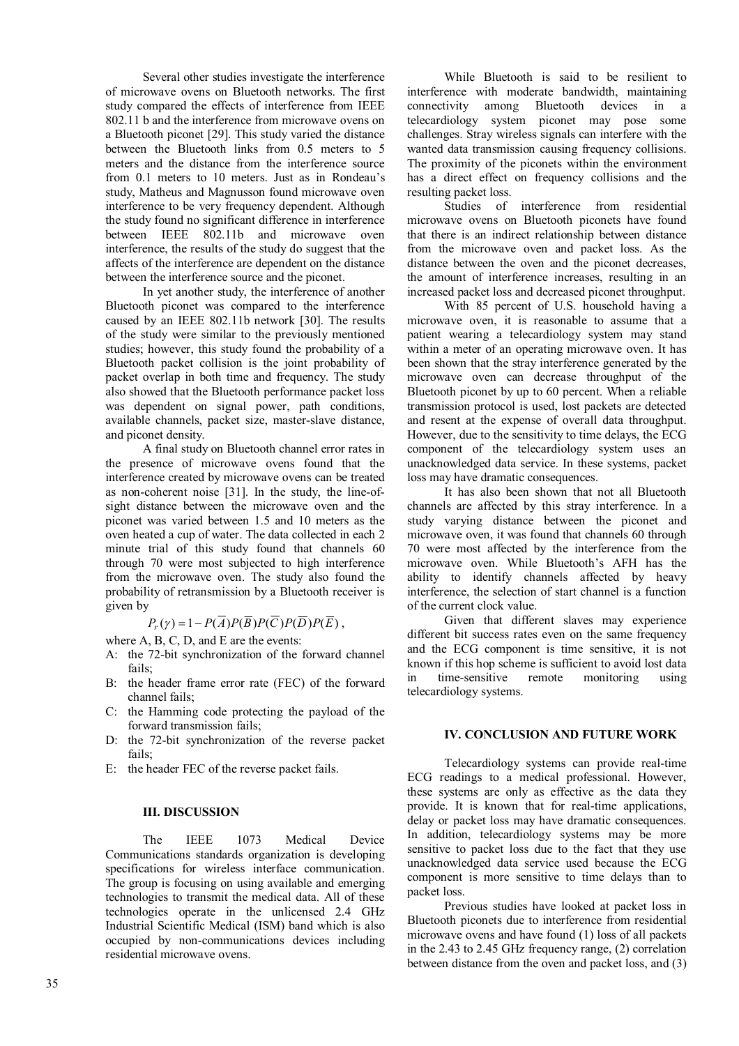Several other studies investigate the interference of microwave ovens on Bluetooth networks. The first study compared the effects of interference from IEEE 802.11 b and the interference from microwave ovens on a Bluetooth piconet [29]. This study varied the distance between the Bluetooth links from 0.5 meters to 5 meters and the distance from the interference source from 0.1 meters to 10 meters. Just as in Rondeau's study, Matheus and Magnusson found microwave oven interference to be very frequency dependent. Although the study found no significant difference in interference between IEEE 802.11b and microwave oven interference, the results of the study do suggest that the affects of the interference are dependent on the distance between the interference source and the piconet.

In yet another study, the interference of another Bluetooth piconet was compared to the interference caused by an IEEE 802.11b network [30]. The results of the study were similar to the previously mentioned studies; however, this study found the probability of a Bluetooth packet collision is the joint probability of packet overlap in both time and frequency. The study also showed that the Bluetooth performance packet loss was dependent on signal power, path conditions, available channels, packet size, master-slave distance, and piconet density.

A final study on Bluetooth channel error rates in the presence of microwave ovens found that the interference created by microwave ovens can be treated as non-coherent noise [31]. In the study, the line-of-sight distance between the microwave oven and the piconet was varied between 1.5 and 10 meters as the oven heated a cup of water. The data collected in each 2 minute trial of this study found that channels 60 through 70 were most subjected to high interference from the microwave oven. The study also found the probability of retransmission by a Bluetooth receiver is given by

$$P_r(\gamma) = 1 - P(\overline{A})P(\overline{B})P(\overline{C})P(\overline{D})P(\overline{E}),$$

where A, B, C, D, and E are the events:

- A: the 72-bit synchronization of the forward channel fails;
- B: the header frame error rate (FEC) of the forward channel fails;
- C: the Hamming code protecting the payload of the forward transmission fails;
- D: the 72-bit synchronization of the reverse packet fails;
- E: the header FEC of the reverse packet fails.

## III. DISCUSSION

The IEEE 1073 Medical Device Communications standards organization is developing specifications for wireless interface communication. The group is focusing on using available and emerging technologies to transmit the medical data. All of these technologies operate in the unlicensed 2.4 GHz Industrial Scientific Medical (ISM) band which is also occupied by non-communications devices including residential microwave ovens.

While Bluetooth is said to be resilient to interference with moderate bandwidth, maintaining connectivity among Bluetooth devices in a telecardiology system piconet may pose some challenges. Stray wireless signals can interfere with the wanted data transmission causing frequency collisions. The proximity of the piconets within the environment has a direct effect on frequency collisions and the resulting packet loss.

Studies of interference from residential microwave ovens on Bluetooth piconets have found that there is an indirect relationship between distance from the microwave oven and packet loss. As the distance between the oven and the piconet decreases, the amount of interference increases, resulting in an increased packet loss and decreased piconet throughput.

With 85 percent of U.S. household having a microwave oven, it is reasonable to assume that a patient wearing a telecardiology system may stand within a meter of an operating microwave oven. It has been shown that the stray interference generated by the microwave oven can decrease throughput of the Bluetooth piconet by up to 60 percent. When a reliable transmission protocol is used, lost packets are detected and resent at the expense of overall data throughput. However, due to the sensitivity to time delays, the ECG component of the telecardiology system uses an unacknowledged data service. In these systems, packet loss may have dramatic consequences.

It has also been shown that not all Bluetooth channels are affected by this stray interference. In a study varying distance between the piconet and microwave oven, it was found that channels 60 through 70 were most affected by the interference from the microwave oven. While Bluetooth's AFH has the ability to identify channels affected by heavy interference, the selection of start channel is a function of the current clock value.

Given that different slaves may experience different bit success rates even on the same frequency and the ECG component is time sensitive, it is not known if this hop scheme is sufficient to avoid lost data in time-sensitive remote monitoring using telecardiology systems.

## IV. CONCLUSION AND FUTURE WORK

Telecardiology systems can provide real-time ECG readings to a medical professional. However, these systems are only as effective as the data they provide. It is known that for real-time applications, delay or packet loss may have dramatic consequences. In addition, telecardiology systems may be more sensitive to packet loss due to the fact that they use unacknowledged data service used because the ECG component is more sensitive to time delays than to packet loss.

Previous studies have looked at packet loss in Bluetooth piconets due to interference from residential microwave ovens and have found (1) loss of all packets in the 2.43 to 2.45 GHz frequency range, (2) correlation between distance from the oven and packet loss, and (3)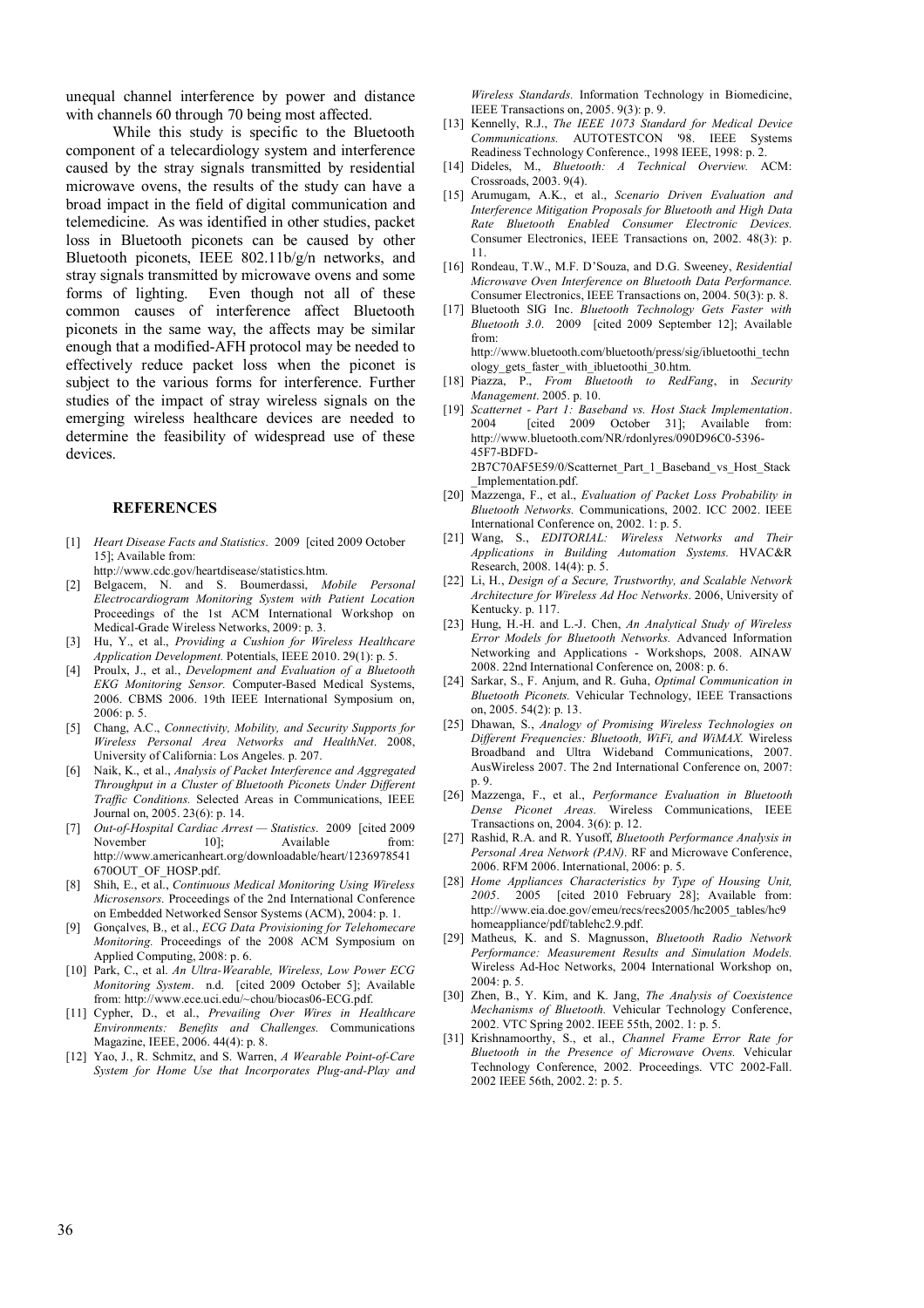unequal channel interference by power and distance with channels 60 through 70 being most affected.

While this study is specific to the Bluetooth component of a telecardiology system and interference caused by the stray signals transmitted by residential microwave ovens, the results of the study can have a broad impact in the field of digital communication and telemedicine. As was identified in other studies, packet loss in Bluetooth piconets can be caused by other Bluetooth piconets, IEEE 802.11b/g/n networks, and stray signals transmitted by microwave ovens and some forms of lighting. Even though not all of these common causes of interference affect Bluetooth piconets in the same way, the affects may be similar enough that a modified-AFH protocol may be needed to effectively reduce packet loss when the piconet is subject to the various forms for interference. Further studies of the impact of stray wireless signals on the emerging wireless healthcare devices are needed to determine the feasibility of widespread use of these devices.

## REFERENCES

[1] *Heart Disease Facts and Statistics*. 2009 [cited 2009 October 15]; Available from: http://www.cdc.gov/heartdisease/statistics.htm.

[2] Belgacem, N. and S. Boumerdassi, *Mobile Personal Electrocardiogram Monitoring System with Patient Location* Proceedings of the 1st ACM International Workshop on Medical-Grade Wireless Networks, 2009: p. 3.

[3] Hu, Y., et al., *Providing a Cushion for Wireless Healthcare Application Development.* Potentials, IEEE 2010. 29(1): p. 5.

[4] Proulx, J., et al., *Development and Evaluation of a Bluetooth EKG Monitoring Sensor.* Computer-Based Medical Systems, 2006. CBMS 2006. 19th IEEE International Symposium on, 2006: p. 5.

[5] Chang, A.C., *Connectivity, Mobility, and Security Supports for Wireless Personal Area Networks and HealthNet*. 2008, University of California: Los Angeles. p. 207.

[6] Naik, K., et al., *Analysis of Packet Interference and Aggregated Throughput in a Cluster of Bluetooth Piconets Under Different Traffic Conditions.* Selected Areas in Communications, IEEE Journal on, 2005. 23(6): p. 14.

[7] *Out-of-Hospital Cardiac Arrest — Statistics*. 2009 [cited 2009 November 10]; Available from: http://www.americanheart.org/downloadable/heart/1236978541670OUT_OF_HOSP.pdf.

[8] Shih, E., et al., *Continuous Medical Monitoring Using Wireless Microsensors.* Proceedings of the 2nd International Conference on Embedded Networked Sensor Systems (ACM), 2004: p. 1.

[9] Gonçalves, B., et al., *ECG Data Provisioning for Telehomecare Monitoring.* Proceedings of the 2008 ACM Symposium on Applied Computing, 2008: p. 6.

[10] Park, C., et al. *An Ultra-Wearable, Wireless, Low Power ECG Monitoring System*. n.d. [cited 2009 October 5]; Available from: http://www.ece.uci.edu/~chou/biocas06-ECG.pdf.

[11] Cypher, D., et al., *Prevailing Over Wires in Healthcare Environments: Benefits and Challenges.* Communications Magazine, IEEE, 2006. 44(4): p. 8.

[12] Yao, J., R. Schmitz, and S. Warren, *A Wearable Point-of-Care System for Home Use that Incorporates Plug-and-Play and Wireless Standards.* Information Technology in Biomedicine, IEEE Transactions on, 2005. 9(3): p. 9.

[13] Kennelly, R.J., *The IEEE 1073 Standard for Medical Device Communications.* AUTOTESTCON '98. IEEE Systems Readiness Technology Conference., 1998 IEEE, 1998: p. 2.

[14] Dideles, M., *Bluetooth: A Technical Overview.* ACM: Crossroads, 2003. 9(4).

[15] Arumugam, A.K., et al., *Scenario Driven Evaluation and Interference Mitigation Proposals for Bluetooth and High Data Rate Bluetooth Enabled Consumer Electronic Devices.* Consumer Electronics, IEEE Transactions on, 2002. 48(3): p. 11.

[16] Rondeau, T.W., M.F. D'Souza, and D.G. Sweeney, *Residential Microwave Oven Interference on Bluetooth Data Performance.* Consumer Electronics, IEEE Transactions on, 2004. 50(3): p. 8.

[17] Bluetooth SIG Inc. *Bluetooth Technology Gets Faster with Bluetooth 3.0*. 2009 [cited 2009 September 12]; Available from: http://www.bluetooth.com/bluetooth/press/sig/iblueto othi_technology_gets_faster_with_ibluetoothi_30.htm.

[18] Piazza, P., *From Bluetooth to RedFang*, in *Security Management*. 2005. p. 10.

[19] *Scatternet - Part 1: Baseband vs. Host Stack Implementation*. 2004 [cited 2009 October 31]; Available from: http://www.bluetooth.com/NR/rdonlyres/090D96C0-5396-45F7-BDFD-2B7C70AF5E59/0/Scatternet_Part_1_Baseband_vs_Host_Stack_Implementation.pdf.

[20] Mazzenga, F., et al., *Evaluation of Packet Loss Probability in Bluetooth Networks.* Communications, 2002. ICC 2002. IEEE International Conference on, 2002. 1: p. 5.

[21] Wang, S., *EDITORIAL: Wireless Networks and Their Applications in Building Automation Systems.* HVAC&R Research, 2008. 14(4): p. 5.

[22] Li, H., *Design of a Secure, Trustworthy, and Scalable Network Architecture for Wireless Ad Hoc Networks*. 2006, University of Kentucky. p. 117.

[23] Hung, H.-H. and L.-J. Chen, *An Analytical Study of Wireless Error Models for Bluetooth Networks.* Advanced Information Networking and Applications - Workshops, 2008. AINAW 2008. 22nd International Conference on, 2008: p. 6.

[24] Sarkar, S., F. Anjum, and R. Guha, *Optimal Communication in Bluetooth Piconets.* Vehicular Technology, IEEE Transactions on, 2005. 54(2): p. 13.

[25] Dhawan, S., *Analogy of Promising Wireless Technologies on Different Frequencies: Bluetooth, WiFi, and WiMAX.* Wireless Broadband and Ultra Wideband Communications, 2007. AusWireless 2007. The 2nd International Conference on, 2007: p. 9.

[26] Mazzenga, F., et al., *Performance Evaluation in Bluetooth Dense Piconet Areas.* Wireless Communications, IEEE Transactions on, 2004. 3(6): p. 12.

[27] Rashid, R.A. and R. Yusoff, *Bluetooth Performance Analysis in Personal Area Network (PAN).* RF and Microwave Conference, 2006. RFM 2006. International, 2006: p. 5.

[28] *Home Appliances Characteristics by Type of Housing Unit, 2005*. 2005 [cited 2010 February 28]; Available from: http://www.eia.doe.gov/emeu/recs/recs2005/hc2005_tables/hc9homeappliance/pdf/tablehc2.9.pdf.

[29] Matheus, K. and S. Magnusson, *Bluetooth Radio Network Performance: Measurement Results and Simulation Models.* Wireless Ad-Hoc Networks, 2004 International Workshop on, 2004: p. 5.

[30] Zhen, B., Y. Kim, and K. Jang, *The Analysis of Coexistence Mechanisms of Bluetooth.* Vehicular Technology Conference, 2002. VTC Spring 2002. IEEE 55th, 2002. 1: p. 5.

[31] Krishnamoorthy, S., et al., *Channel Frame Error Rate for Bluetooth in the Presence of Microwave Ovens.* Vehicular Technology Conference, 2002. Proceedings. VTC 2002-Fall. 2002 IEEE 56th, 2002. 2: p. 5.